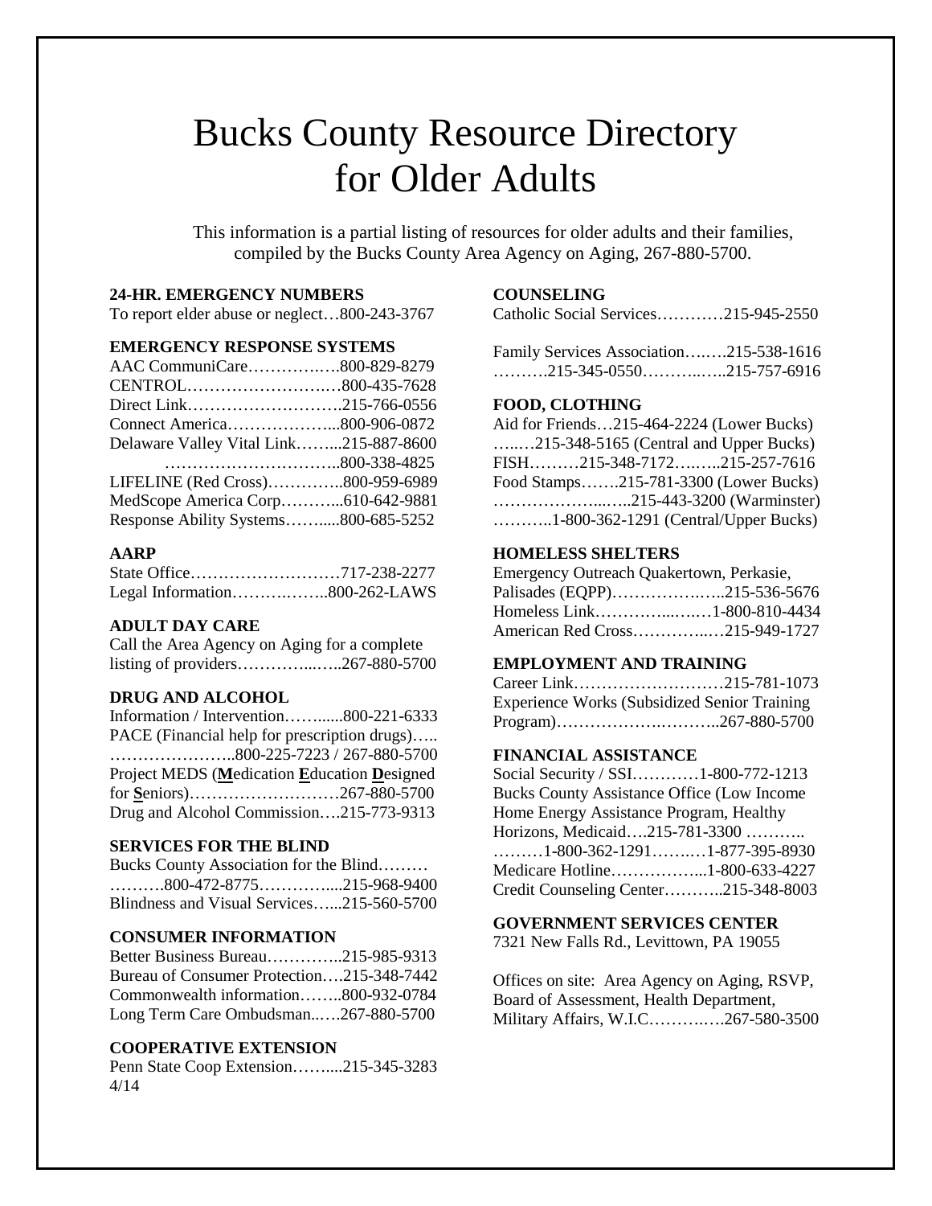# Bucks County Resource Directory for Older Adults

This information is a partial listing of resources for older adults and their families, compiled by the Bucks County Area Agency on Aging, 267-880-5700.

### 24-HR. EMERGENCY NUMBERS

To report elder abuse or neglect…800-243-3767

### EMERGENCY RESPONSE SYSTEMS

AAC CommuniCare…………….800-829-8279
CENTROL……………………….800-435-7628
Direct Link……………………….215-766-0556
Connect America………………...800-906-0872
Delaware Valley Vital Link……...215-887-8600
…………………………..800-338-4825
LIFELINE (Red Cross)…………..800-959-6989
MedScope America Corp………...610-642-9881
Response Ability Systems……....800-685-5252

### AARP

State Office………………………717-238-2277
Legal Information……………..800-262-LAWS

### ADULT DAY CARE

Call the Area Agency on Aging for a complete listing of providers…………...…..267-880-5700

### DRUG AND ALCOHOL

Information / Intervention……......800-221-6333
PACE (Financial help for prescription drugs)…..
…………………..800-225-7223 / 267-880-5700
Project MEDS (**M**edication **E**ducation **D**esigned for **S**eniors)………………………267-880-5700
Drug and Alcohol Commission….215-773-9313

### SERVICES FOR THE BLIND

Bucks County Association for the Blind………
……….800-472-8775…………....215-968-9400
Blindness and Visual Services…...215-560-5700

### CONSUMER INFORMATION

Better Business Bureau…………..215-985-9313
Bureau of Consumer Protection….215-348-7442
Commonwealth information……..800-932-0784
Long Term Care Ombudsman..….267-880-5700

### COOPERATIVE EXTENSION

Penn State Coop Extension……....215-345-3283

4/14

### COUNSELING

Catholic Social Services…………215-945-2550

Family Services Association….….215-538-1616
……….215-345-0550……….…..215-757-6916

### FOOD, CLOTHING

Aid for Friends…215-464-2224 (Lower Bucks)
…..…215-348-5165 (Central and Upper Bucks)
FISH………215-348-7172….…..215-257-7616
Food Stamps…….215-781-3300 (Lower Bucks)
………………...…..215-443-3200 (Warminster)
………..1-800-362-1291 (Central/Upper Bucks)

### HOMELESS SHELTERS

Emergency Outreach Quakertown, Perkasie, Palisades (EQPP)…………….…..215-536-5676
Homeless Link………….....….…1-800-810-4434
American Red Cross…………..…215-949-1727

### EMPLOYMENT AND TRAINING

Career Link………………………215-781-1073
Experience Works (Subsidized Senior Training Program)……………….……….267-880-5700

### FINANCIAL ASSISTANCE

Social Security / SSI…………1-800-772-1213
Bucks County Assistance Office (Low Income Home Energy Assistance Program, Healthy Horizons, Medicaid….215-781-3300 ………..
………1-800-362-1291…….…1-877-395-8930
Medicare Hotline……………...1-800-633-4227
Credit Counseling Center………..215-348-8003

### GOVERNMENT SERVICES CENTER

7321 New Falls Rd., Levittown, PA 19055

Offices on site: Area Agency on Aging, RSVP, Board of Assessment, Health Department, Military Affairs, W.I.C.……….….267-580-3500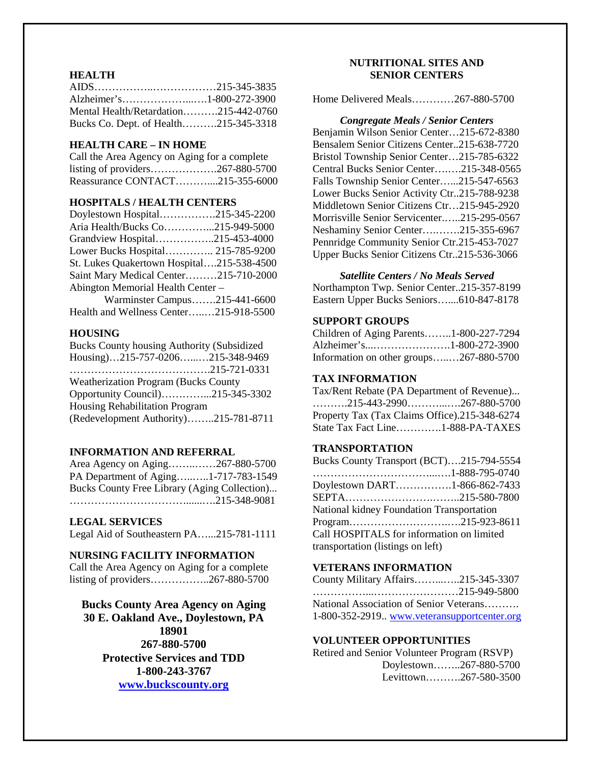### HEALTH

AIDS……………..………………215-345-3835
Alzheimer's………………...….1-800-272-3900
Mental Health/Retardation……….215-442-0760
Bucks Co. Dept. of Health……….215-345-3318

### HEALTH CARE – IN HOME

Call the Area Agency on Aging for a complete listing of providers……………….267-880-5700
Reassurance CONTACT………....215-355-6000

### HOSPITALS / HEALTH CENTERS

Doylestown Hospital…………….215-345-2200
Aria Health/Bucks Co…………...215-949-5000
Grandview Hospital……………..215-453-4000
Lower Bucks Hospital………….. 215-785-9200
St. Lukes Quakertown Hospital….215-538-4500
Saint Mary Medical Center………215-710-2000
Abington Memorial Health Center –
Warminster Campus…….215-441-6600
Health and Wellness Center…..…215-918-5500

### HOUSING

Bucks County housing Authority (Subsidized Housing)…215-757-0206…...…215-348-9469
………………………………….215-721-0331
Weatherization Program (Bucks County Opportunity Council)…………...215-345-3302
Housing Rehabilitation Program (Redevelopment Authority)……..215-781-8711

### INFORMATION AND REFERRAL

Area Agency on Aging……..……267-880-5700
PA Department of Aging…..…..1-717-783-1549
Bucks County Free Library (Aging Collection)...
…………………………......….215-348-9081

### LEGAL SERVICES

Legal Aid of Southeastern PA…...215-781-1111

### NURSING FACILITY INFORMATION

Call the Area Agency on Aging for a complete listing of providers……………..267-880-5700

**Bucks County Area Agency on Aging**
**30 E. Oakland Ave., Doylestown, PA 18901**
**267-880-5700**
**Protective Services and TDD**
**1-800-243-3767**
**www.buckscounty.org**

### NUTRITIONAL SITES AND SENIOR CENTERS

Home Delivered Meals…………267-880-5700

#### *Congregate Meals / Senior Centers*

Benjamin Wilson Senior Center…215-672-8380
Bensalem Senior Citizens Center..215-638-7720
Bristol Township Senior Center…215-785-6322
Central Bucks Senior Center….….215-348-0565
Falls Township Senior Center…...215-547-6563
Lower Bucks Senior Activity Ctr..215-788-9238
Middletown Senior Citizens Ctr…215-945-2920
Morrisville Senior Servicenter.…..215-295-0567
Neshaminy Senior Center….…….215-355-6967
Pennridge Community Senior Ctr.215-453-7027
Upper Bucks Senior Citizens Ctr..215-536-3066

#### *Satellite Centers / No Meals Served*

Northampton Twp. Senior Center..215-357-8199
Eastern Upper Bucks Seniors…....610-847-8178

### SUPPORT GROUPS

Children of Aging Parents……..1-800-227-7294
Alzheimer's...…………………..1-800-272-3900
Information on other groups…..…267-880-5700

### TAX INFORMATION

Tax/Rent Rebate (PA Department of Revenue)...
……….215-443-2990………..….267-880-5700
Property Tax (Tax Claims Office).215-348-6274
State Tax Fact Line…………1-888-PA-TAXES

### TRANSPORTATION

Bucks County Transport (BCT)….215-794-5554
……………………………...….1-888-795-0740
Doylestown DART…………….1-866-862-7433
SEPTA…………………….……..215-580-7800
National kidney Foundation Transportation Program……………………….….215-923-8611
Call HOSPITALS for information on limited transportation (listings on left)

### VETERANS INFORMATION

County Military Affairs……...…..215-345-3307
……………...……………………215-949-5800
National Association of Senior Veterans……….
1-800-352-2919.. www.veteransupportcenter.org

### VOLUNTEER OPPORTUNITIES

Retired and Senior Volunteer Program (RSVP)
Doylestown……..267-880-5700
Levittown……….267-580-3500